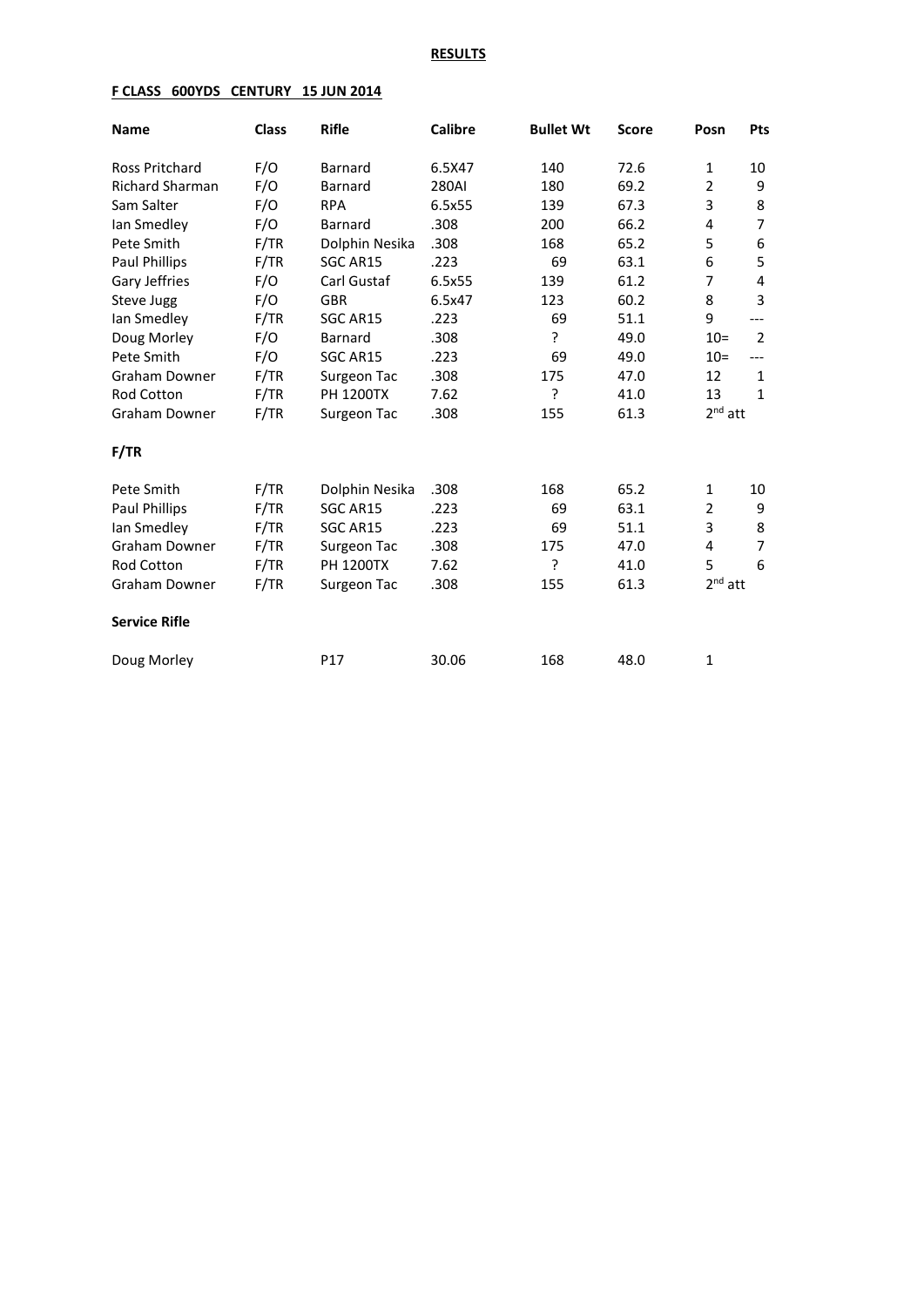**RESULTS**

**F CLASS 600YDS CENTURY 15 JUN 2014**

| Name | Class | Rifle | Calibre | Bullet Wt | Score | Posn | Pts |
|---|---|---|---|---|---|---|---|
| Ross Pritchard | F/O | Barnard | 6.5X47 | 140 | 72.6 | 1 | 10 |
| Richard Sharman | F/O | Barnard | 280AI | 180 | 69.2 | 2 | 9 |
| Sam Salter | F/O | RPA | 6.5x55 | 139 | 67.3 | 3 | 8 |
| Ian Smedley | F/O | Barnard | .308 | 200 | 66.2 | 4 | 7 |
| Pete Smith | F/TR | Dolphin Nesika | .308 | 168 | 65.2 | 5 | 6 |
| Paul Phillips | F/TR | SGC AR15 | .223 | 69 | 63.1 | 6 | 5 |
| Gary Jeffries | F/O | Carl Gustaf | 6.5x55 | 139 | 61.2 | 7 | 4 |
| Steve Jugg | F/O | GBR | 6.5x47 | 123 | 60.2 | 8 | 3 |
| Ian Smedley | F/TR | SGC AR15 | .223 | 69 | 51.1 | 9 | --- |
| Doug Morley | F/O | Barnard | .308 | ? | 49.0 | 10= | 2 |
| Pete Smith | F/O | SGC AR15 | .223 | 69 | 49.0 | 10= | --- |
| Graham Downer | F/TR | Surgeon Tac | .308 | 175 | 47.0 | 12 | 1 |
| Rod Cotton | F/TR | PH 1200TX | 7.62 | ? | 41.0 | 13 | 1 |
| Graham Downer | F/TR | Surgeon Tac | .308 | 155 | 61.3 | 2nd att | |

**F/TR**

| Name | Class | Rifle | Calibre | Bullet Wt | Score | Posn | Pts |
|---|---|---|---|---|---|---|---|
| Pete Smith | F/TR | Dolphin Nesika | .308 | 168 | 65.2 | 1 | 10 |
| Paul Phillips | F/TR | SGC AR15 | .223 | 69 | 63.1 | 2 | 9 |
| Ian Smedley | F/TR | SGC AR15 | .223 | 69 | 51.1 | 3 | 8 |
| Graham Downer | F/TR | Surgeon Tac | .308 | 175 | 47.0 | 4 | 7 |
| Rod Cotton | F/TR | PH 1200TX | 7.62 | ? | 41.0 | 5 | 6 |
| Graham Downer | F/TR | Surgeon Tac | .308 | 155 | 61.3 | 2nd att | |

**Service Rifle**

| Name | Class | Rifle | Calibre | Bullet Wt | Score | Posn | Pts |
|---|---|---|---|---|---|---|---|
| Doug Morley | | P17 | 30.06 | 168 | 48.0 | 1 | |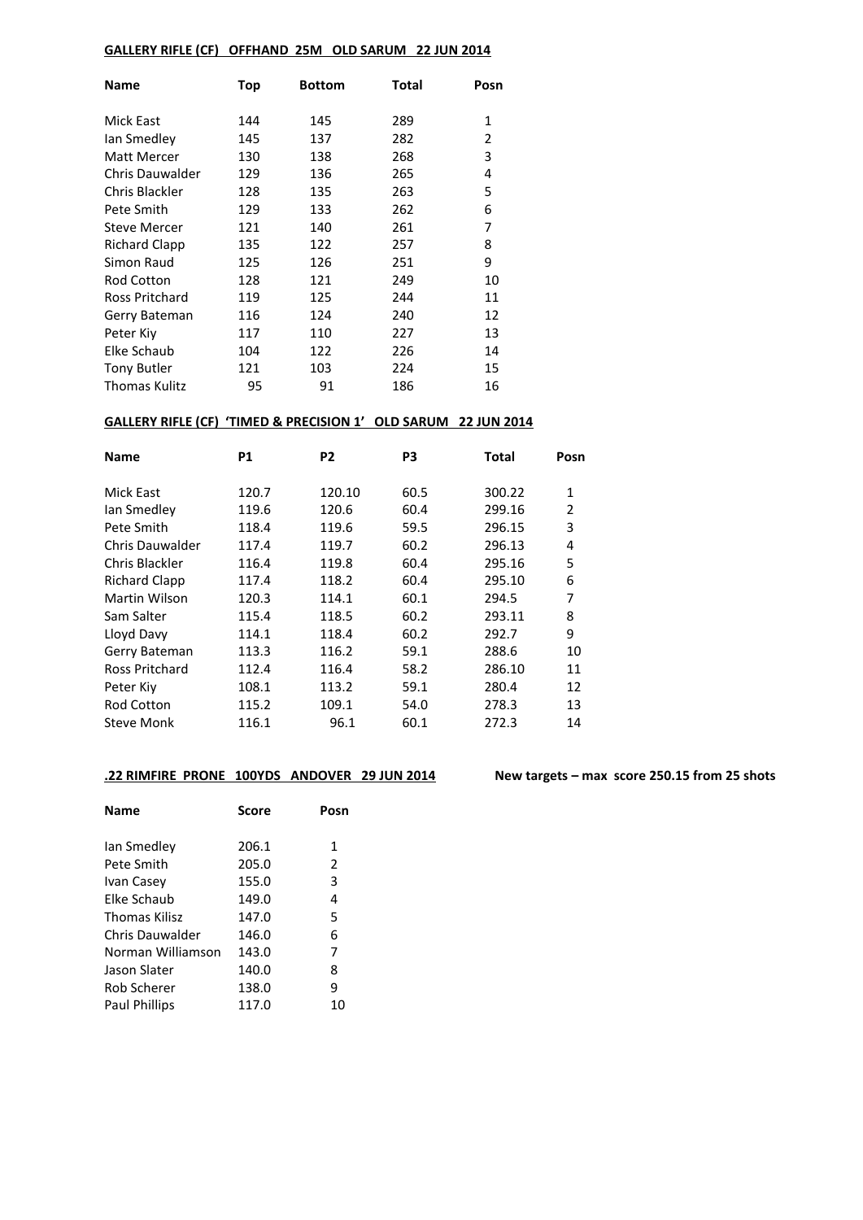**GALLERY RIFLE (CF) OFFHAND 25M OLD SARUM 22 JUN 2014**

| Name | Top | Bottom | Total | Posn |
|---|---|---|---|---|
| Mick East | 144 | 145 | 289 | 1 |
| Ian Smedley | 145 | 137 | 282 | 2 |
| Matt Mercer | 130 | 138 | 268 | 3 |
| Chris Dauwalder | 129 | 136 | 265 | 4 |
| Chris Blackler | 128 | 135 | 263 | 5 |
| Pete Smith | 129 | 133 | 262 | 6 |
| Steve Mercer | 121 | 140 | 261 | 7 |
| Richard Clapp | 135 | 122 | 257 | 8 |
| Simon Raud | 125 | 126 | 251 | 9 |
| Rod Cotton | 128 | 121 | 249 | 10 |
| Ross Pritchard | 119 | 125 | 244 | 11 |
| Gerry Bateman | 116 | 124 | 240 | 12 |
| Peter Kiy | 117 | 110 | 227 | 13 |
| Elke Schaub | 104 | 122 | 226 | 14 |
| Tony Butler | 121 | 103 | 224 | 15 |
| Thomas Kulitz | 95 | 91 | 186 | 16 |

**GALLERY RIFLE (CF) 'TIMED & PRECISION 1' OLD SARUM 22 JUN 2014**

| Name | P1 | P2 | P3 | Total | Posn |
|---|---|---|---|---|---|
| Mick East | 120.7 | 120.10 | 60.5 | 300.22 | 1 |
| Ian Smedley | 119.6 | 120.6 | 60.4 | 299.16 | 2 |
| Pete Smith | 118.4 | 119.6 | 59.5 | 296.15 | 3 |
| Chris Dauwalder | 117.4 | 119.7 | 60.2 | 296.13 | 4 |
| Chris Blackler | 116.4 | 119.8 | 60.4 | 295.16 | 5 |
| Richard Clapp | 117.4 | 118.2 | 60.4 | 295.10 | 6 |
| Martin Wilson | 120.3 | 114.1 | 60.1 | 294.5 | 7 |
| Sam Salter | 115.4 | 118.5 | 60.2 | 293.11 | 8 |
| Lloyd Davy | 114.1 | 118.4 | 60.2 | 292.7 | 9 |
| Gerry Bateman | 113.3 | 116.2 | 59.1 | 288.6 | 10 |
| Ross Pritchard | 112.4 | 116.4 | 58.2 | 286.10 | 11 |
| Peter Kiy | 108.1 | 113.2 | 59.1 | 280.4 | 12 |
| Rod Cotton | 115.2 | 109.1 | 54.0 | 278.3 | 13 |
| Steve Monk | 116.1 | 96.1 | 60.1 | 272.3 | 14 |

**.22 RIMFIRE PRONE 100YDS ANDOVER 29 JUN 2014** **New targets – max score 250.15 from 25 shots**

| Name | Score | Posn |
|---|---|---|
| Ian Smedley | 206.1 | 1 |
| Pete Smith | 205.0 | 2 |
| Ivan Casey | 155.0 | 3 |
| Elke Schaub | 149.0 | 4 |
| Thomas Kilisz | 147.0 | 5 |
| Chris Dauwalder | 146.0 | 6 |
| Norman Williamson | 143.0 | 7 |
| Jason Slater | 140.0 | 8 |
| Rob Scherer | 138.0 | 9 |
| Paul Phillips | 117.0 | 10 |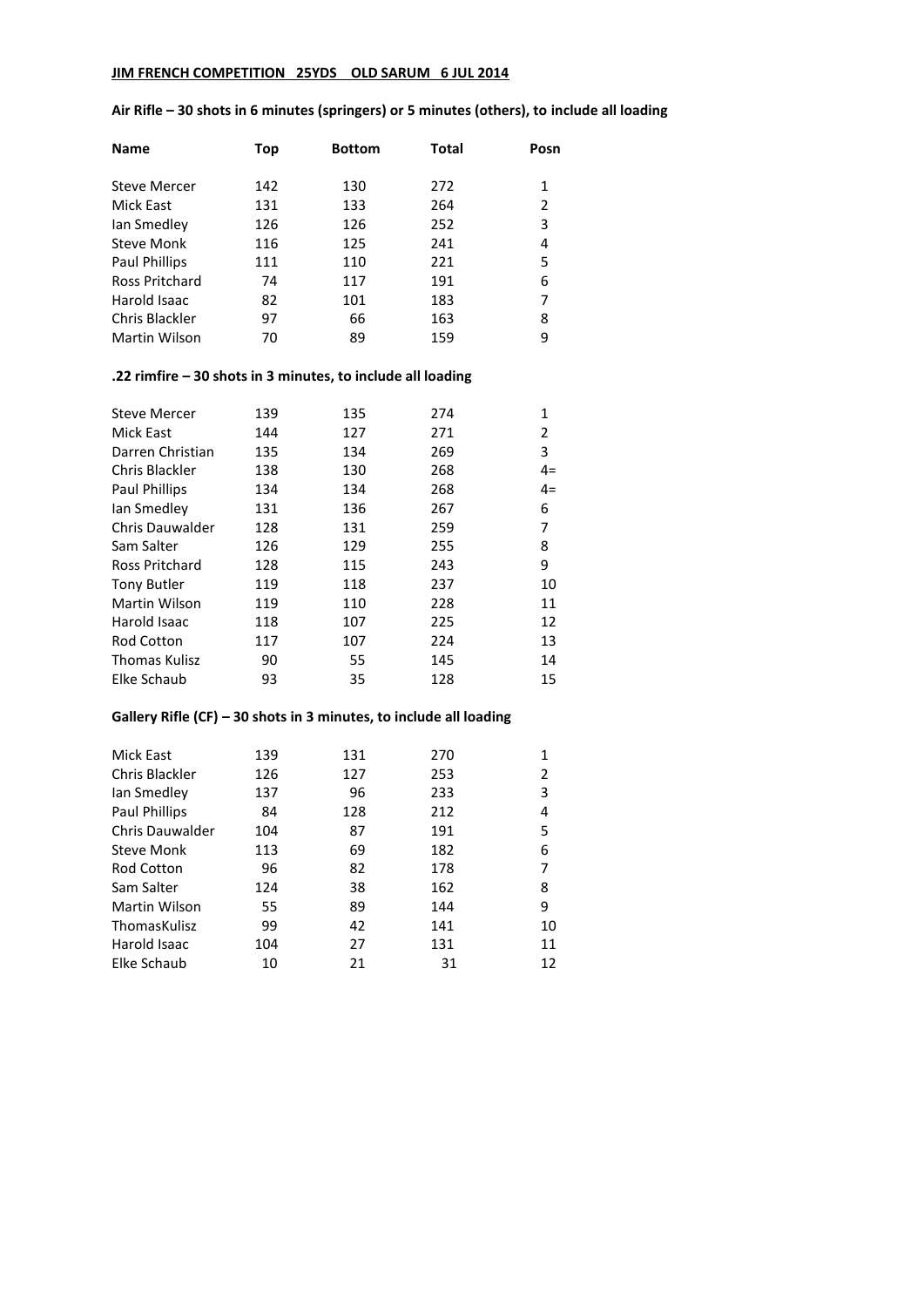**JIM FRENCH COMPETITION 25YDS OLD SARUM 6 JUL 2014**

**Air Rifle – 30 shots in 6 minutes (springers) or 5 minutes (others), to include all loading**

| Name | Top | Bottom | Total | Posn |
|---|---|---|---|---|
| Steve Mercer | 142 | 130 | 272 | 1 |
| Mick East | 131 | 133 | 264 | 2 |
| Ian Smedley | 126 | 126 | 252 | 3 |
| Steve Monk | 116 | 125 | 241 | 4 |
| Paul Phillips | 111 | 110 | 221 | 5 |
| Ross Pritchard | 74 | 117 | 191 | 6 |
| Harold Isaac | 82 | 101 | 183 | 7 |
| Chris Blackler | 97 | 66 | 163 | 8 |
| Martin Wilson | 70 | 89 | 159 | 9 |

**.22 rimfire – 30 shots in 3 minutes, to include all loading**

| Name | Top | Bottom | Total | Posn |
|---|---|---|---|---|
| Steve Mercer | 139 | 135 | 274 | 1 |
| Mick East | 144 | 127 | 271 | 2 |
| Darren Christian | 135 | 134 | 269 | 3 |
| Chris Blackler | 138 | 130 | 268 | 4= |
| Paul Phillips | 134 | 134 | 268 | 4= |
| Ian Smedley | 131 | 136 | 267 | 6 |
| Chris Dauwalder | 128 | 131 | 259 | 7 |
| Sam Salter | 126 | 129 | 255 | 8 |
| Ross Pritchard | 128 | 115 | 243 | 9 |
| Tony Butler | 119 | 118 | 237 | 10 |
| Martin Wilson | 119 | 110 | 228 | 11 |
| Harold Isaac | 118 | 107 | 225 | 12 |
| Rod Cotton | 117 | 107 | 224 | 13 |
| Thomas Kulisz | 90 | 55 | 145 | 14 |
| Elke Schaub | 93 | 35 | 128 | 15 |

**Gallery Rifle (CF) – 30 shots in 3 minutes, to include all loading**

| Name | Top | Bottom | Total | Posn |
|---|---|---|---|---|
| Mick East | 139 | 131 | 270 | 1 |
| Chris Blackler | 126 | 127 | 253 | 2 |
| Ian Smedley | 137 | 96 | 233 | 3 |
| Paul Phillips | 84 | 128 | 212 | 4 |
| Chris Dauwalder | 104 | 87 | 191 | 5 |
| Steve Monk | 113 | 69 | 182 | 6 |
| Rod Cotton | 96 | 82 | 178 | 7 |
| Sam Salter | 124 | 38 | 162 | 8 |
| Martin Wilson | 55 | 89 | 144 | 9 |
| ThomasKulisz | 99 | 42 | 141 | 10 |
| Harold Isaac | 104 | 27 | 131 | 11 |
| Elke Schaub | 10 | 21 | 31 | 12 |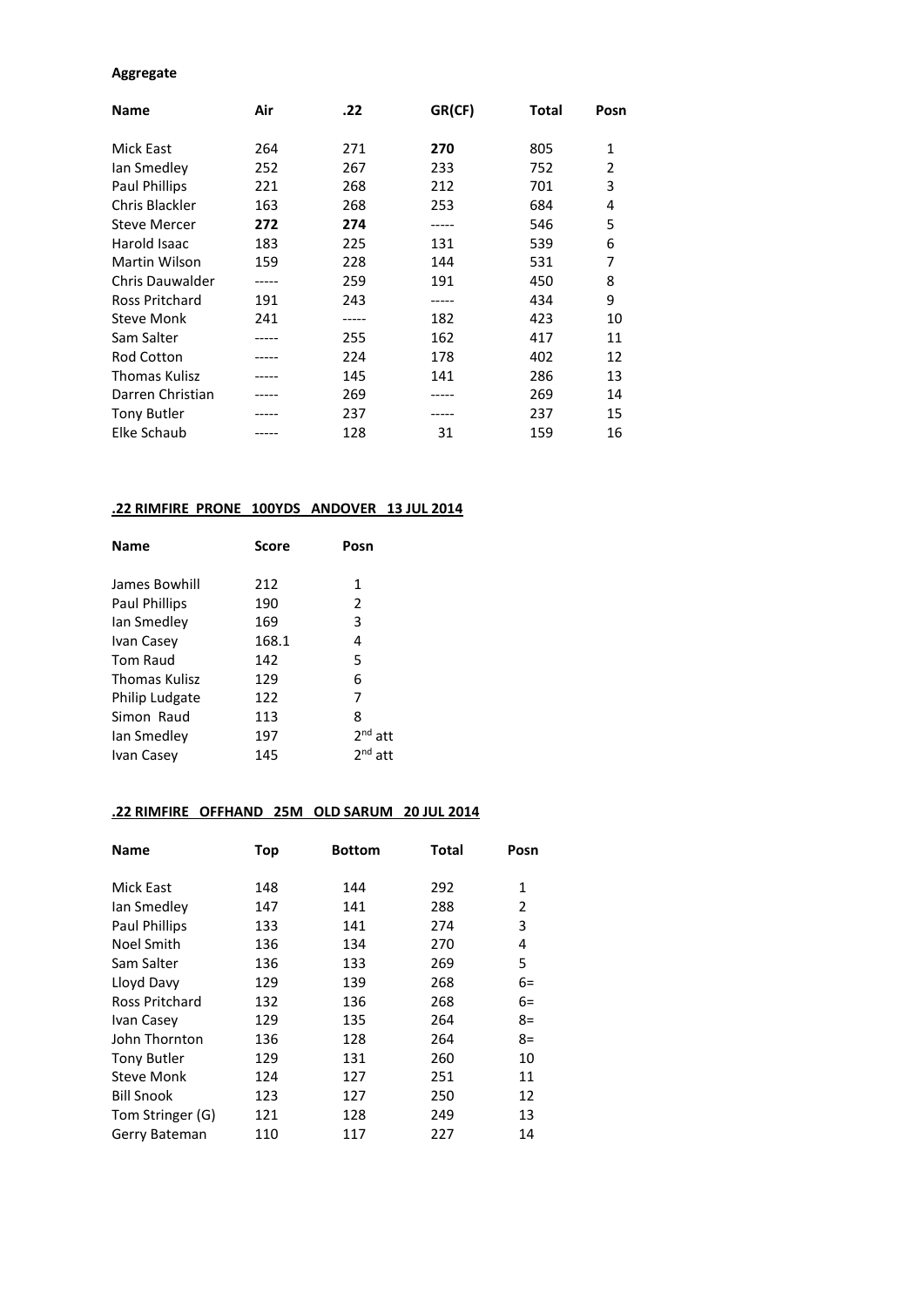**Aggregate**

| Name | Air | .22 | GR(CF) | Total | Posn |
|---|---|---|---|---|---|
| Mick East | 264 | 271 | **270** | 805 | 1 |
| Ian Smedley | 252 | 267 | 233 | 752 | 2 |
| Paul Phillips | 221 | 268 | 212 | 701 | 3 |
| Chris Blackler | 163 | 268 | 253 | 684 | 4 |
| Steve Mercer | **272** | **274** | ----- | 546 | 5 |
| Harold Isaac | 183 | 225 | 131 | 539 | 6 |
| Martin Wilson | 159 | 228 | 144 | 531 | 7 |
| Chris Dauwalder | ----- | 259 | 191 | 450 | 8 |
| Ross Pritchard | 191 | 243 | ----- | 434 | 9 |
| Steve Monk | 241 | ----- | 182 | 423 | 10 |
| Sam Salter | ----- | 255 | 162 | 417 | 11 |
| Rod Cotton | ----- | 224 | 178 | 402 | 12 |
| Thomas Kulisz | ----- | 145 | 141 | 286 | 13 |
| Darren Christian | ----- | 269 | ----- | 269 | 14 |
| Tony Butler | ----- | 237 | ----- | 237 | 15 |
| Elke Schaub | ----- | 128 | 31 | 159 | 16 |

**.22 RIMFIRE PRONE 100YDS ANDOVER 13 JUL 2014**

| Name | Score | Posn |
|---|---|---|
| James Bowhill | 212 | 1 |
| Paul Phillips | 190 | 2 |
| Ian Smedley | 169 | 3 |
| Ivan Casey | 168.1 | 4 |
| Tom Raud | 142 | 5 |
| Thomas Kulisz | 129 | 6 |
| Philip Ludgate | 122 | 7 |
| Simon Raud | 113 | 8 |
| Ian Smedley | 197 | 2nd att |
| Ivan Casey | 145 | 2nd att |

**.22 RIMFIRE OFFHAND 25M OLD SARUM 20 JUL 2014**

| Name | Top | Bottom | Total | Posn |
|---|---|---|---|---|
| Mick East | 148 | 144 | 292 | 1 |
| Ian Smedley | 147 | 141 | 288 | 2 |
| Paul Phillips | 133 | 141 | 274 | 3 |
| Noel Smith | 136 | 134 | 270 | 4 |
| Sam Salter | 136 | 133 | 269 | 5 |
| Lloyd Davy | 129 | 139 | 268 | 6= |
| Ross Pritchard | 132 | 136 | 268 | 6= |
| Ivan Casey | 129 | 135 | 264 | 8= |
| John Thornton | 136 | 128 | 264 | 8= |
| Tony Butler | 129 | 131 | 260 | 10 |
| Steve Monk | 124 | 127 | 251 | 11 |
| Bill Snook | 123 | 127 | 250 | 12 |
| Tom Stringer (G) | 121 | 128 | 249 | 13 |
| Gerry Bateman | 110 | 117 | 227 | 14 |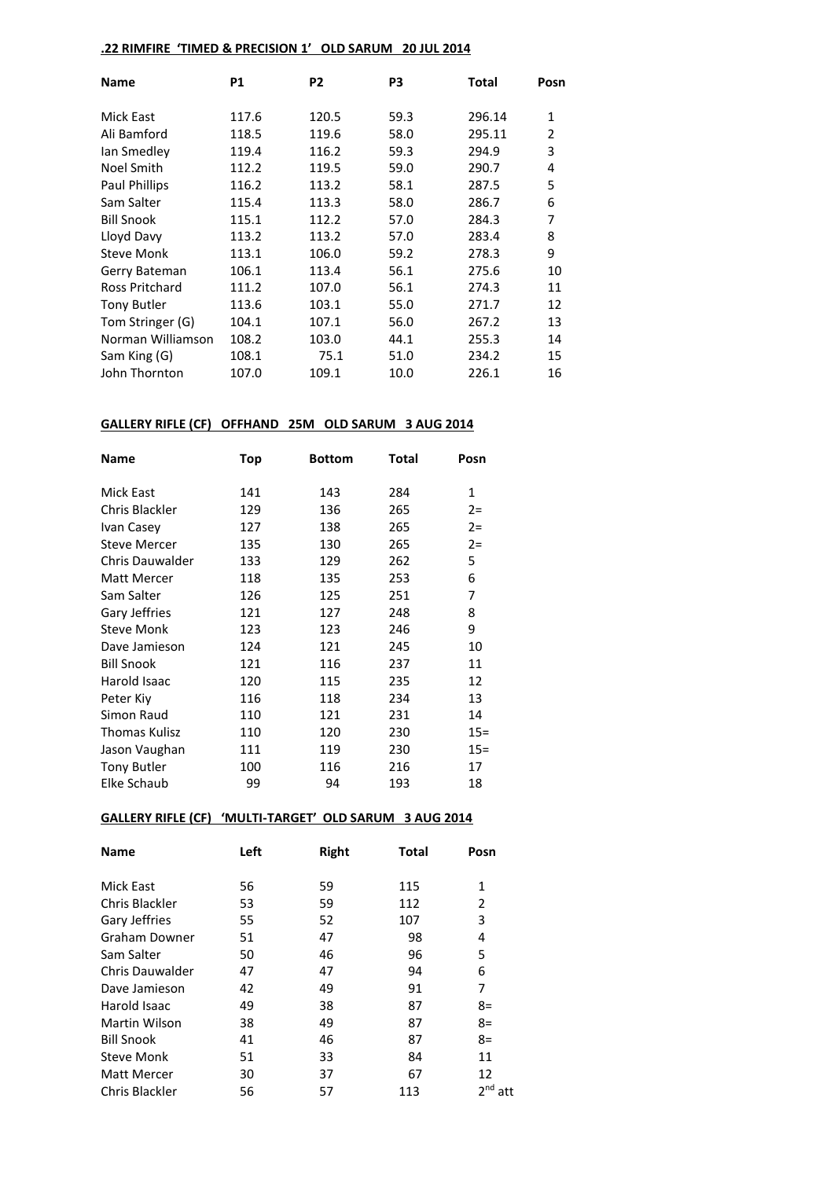## .22 RIMFIRE 'TIMED & PRECISION 1' OLD SARUM 20 JUL 2014

| Name | P1 | P2 | P3 | Total | Posn |
|---|---|---|---|---|---|
| Mick East | 117.6 | 120.5 | 59.3 | 296.14 | 1 |
| Ali Bamford | 118.5 | 119.6 | 58.0 | 295.11 | 2 |
| Ian Smedley | 119.4 | 116.2 | 59.3 | 294.9 | 3 |
| Noel Smith | 112.2 | 119.5 | 59.0 | 290.7 | 4 |
| Paul Phillips | 116.2 | 113.2 | 58.1 | 287.5 | 5 |
| Sam Salter | 115.4 | 113.3 | 58.0 | 286.7 | 6 |
| Bill Snook | 115.1 | 112.2 | 57.0 | 284.3 | 7 |
| Lloyd Davy | 113.2 | 113.2 | 57.0 | 283.4 | 8 |
| Steve Monk | 113.1 | 106.0 | 59.2 | 278.3 | 9 |
| Gerry Bateman | 106.1 | 113.4 | 56.1 | 275.6 | 10 |
| Ross Pritchard | 111.2 | 107.0 | 56.1 | 274.3 | 11 |
| Tony Butler | 113.6 | 103.1 | 55.0 | 271.7 | 12 |
| Tom Stringer (G) | 104.1 | 107.1 | 56.0 | 267.2 | 13 |
| Norman Williamson | 108.2 | 103.0 | 44.1 | 255.3 | 14 |
| Sam King (G) | 108.1 | 75.1 | 51.0 | 234.2 | 15 |
| John Thornton | 107.0 | 109.1 | 10.0 | 226.1 | 16 |

## GALLERY RIFLE (CF) OFFHAND 25M OLD SARUM 3 AUG 2014

| Name | Top | Bottom | Total | Posn |
|---|---|---|---|---|
| Mick East | 141 | 143 | 284 | 1 |
| Chris Blackler | 129 | 136 | 265 | 2= |
| Ivan Casey | 127 | 138 | 265 | 2= |
| Steve Mercer | 135 | 130 | 265 | 2= |
| Chris Dauwalder | 133 | 129 | 262 | 5 |
| Matt Mercer | 118 | 135 | 253 | 6 |
| Sam Salter | 126 | 125 | 251 | 7 |
| Gary Jeffries | 121 | 127 | 248 | 8 |
| Steve Monk | 123 | 123 | 246 | 9 |
| Dave Jamieson | 124 | 121 | 245 | 10 |
| Bill Snook | 121 | 116 | 237 | 11 |
| Harold Isaac | 120 | 115 | 235 | 12 |
| Peter Kiy | 116 | 118 | 234 | 13 |
| Simon Raud | 110 | 121 | 231 | 14 |
| Thomas Kulisz | 110 | 120 | 230 | 15= |
| Jason Vaughan | 111 | 119 | 230 | 15= |
| Tony Butler | 100 | 116 | 216 | 17 |
| Elke Schaub | 99 | 94 | 193 | 18 |

## GALLERY RIFLE (CF) 'MULTI-TARGET' OLD SARUM 3 AUG 2014

| Name | Left | Right | Total | Posn |
|---|---|---|---|---|
| Mick East | 56 | 59 | 115 | 1 |
| Chris Blackler | 53 | 59 | 112 | 2 |
| Gary Jeffries | 55 | 52 | 107 | 3 |
| Graham Downer | 51 | 47 | 98 | 4 |
| Sam Salter | 50 | 46 | 96 | 5 |
| Chris Dauwalder | 47 | 47 | 94 | 6 |
| Dave Jamieson | 42 | 49 | 91 | 7 |
| Harold Isaac | 49 | 38 | 87 | 8= |
| Martin Wilson | 38 | 49 | 87 | 8= |
| Bill Snook | 41 | 46 | 87 | 8= |
| Steve Monk | 51 | 33 | 84 | 11 |
| Matt Mercer | 30 | 37 | 67 | 12 |
| Chris Blackler | 56 | 57 | 113 | 2nd att |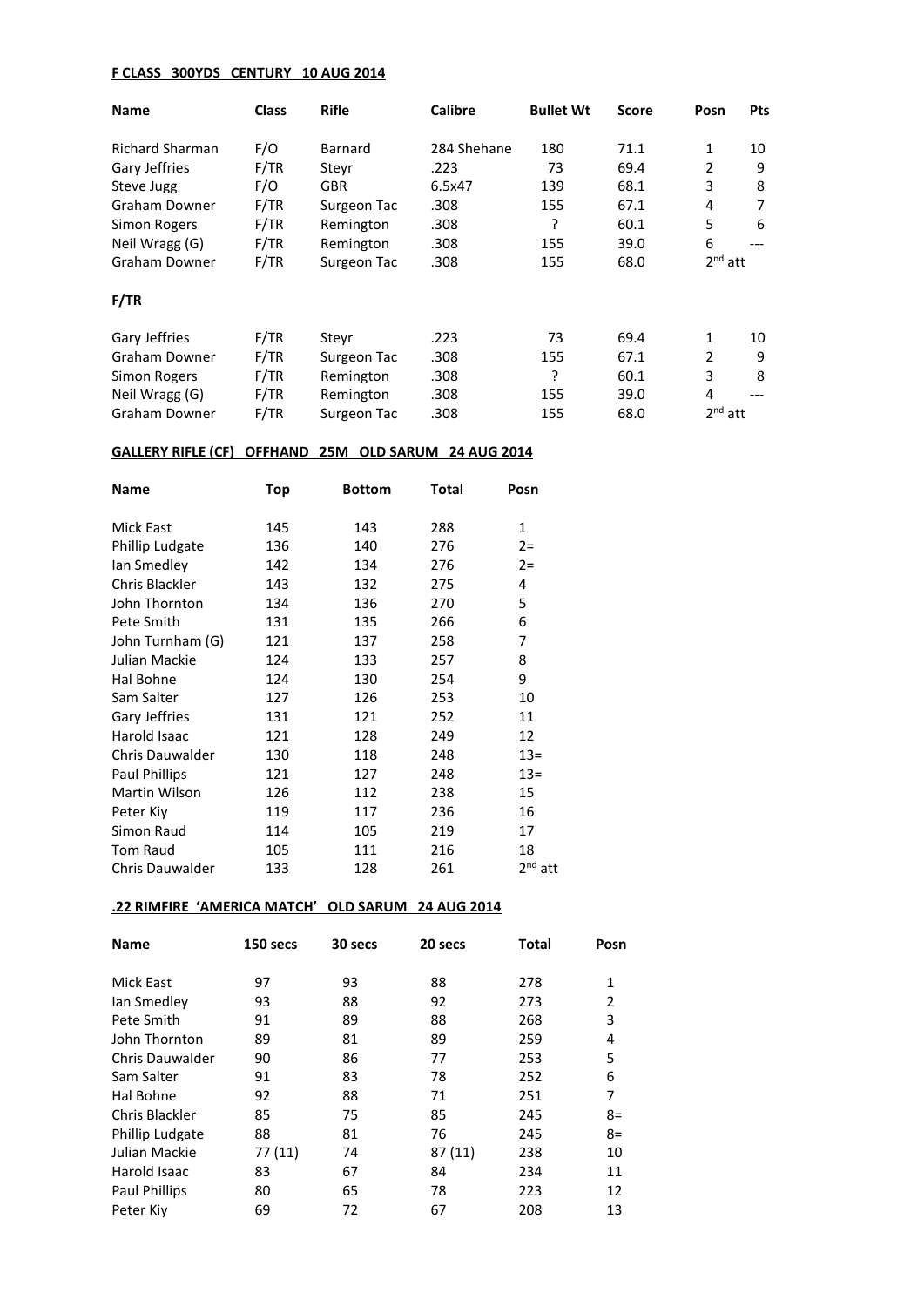**F CLASS 300YDS CENTURY 10 AUG 2014**

| Name | Class | Rifle | Calibre | Bullet Wt | Score | Posn | Pts |
|---|---|---|---|---|---|---|---|
| Richard Sharman | F/O | Barnard | 284 Shehane | 180 | 71.1 | 1 | 10 |
| Gary Jeffries | F/TR | Steyr | .223 | 73 | 69.4 | 2 | 9 |
| Steve Jugg | F/O | GBR | 6.5x47 | 139 | 68.1 | 3 | 8 |
| Graham Downer | F/TR | Surgeon Tac | .308 | 155 | 67.1 | 4 | 7 |
| Simon Rogers | F/TR | Remington | .308 | ? | 60.1 | 5 | 6 |
| Neil Wragg (G) | F/TR | Remington | .308 | 155 | 39.0 | 6 | --- |
| Graham Downer | F/TR | Surgeon Tac | .308 | 155 | 68.0 | 2nd att | |

**F/TR**

| Name | Class | Rifle | Calibre | Bullet Wt | Score | Posn | Pts |
|---|---|---|---|---|---|---|---|
| Gary Jeffries | F/TR | Steyr | .223 | 73 | 69.4 | 1 | 10 |
| Graham Downer | F/TR | Surgeon Tac | .308 | 155 | 67.1 | 2 | 9 |
| Simon Rogers | F/TR | Remington | .308 | ? | 60.1 | 3 | 8 |
| Neil Wragg (G) | F/TR | Remington | .308 | 155 | 39.0 | 4 | --- |
| Graham Downer | F/TR | Surgeon Tac | .308 | 155 | 68.0 | 2nd att | |

**GALLERY RIFLE (CF) OFFHAND 25M OLD SARUM 24 AUG 2014**

| Name | Top | Bottom | Total | Posn |
|---|---|---|---|---|
| Mick East | 145 | 143 | 288 | 1 |
| Phillip Ludgate | 136 | 140 | 276 | 2= |
| Ian Smedley | 142 | 134 | 276 | 2= |
| Chris Blackler | 143 | 132 | 275 | 4 |
| John Thornton | 134 | 136 | 270 | 5 |
| Pete Smith | 131 | 135 | 266 | 6 |
| John Turnham (G) | 121 | 137 | 258 | 7 |
| Julian Mackie | 124 | 133 | 257 | 8 |
| Hal Bohne | 124 | 130 | 254 | 9 |
| Sam Salter | 127 | 126 | 253 | 10 |
| Gary Jeffries | 131 | 121 | 252 | 11 |
| Harold Isaac | 121 | 128 | 249 | 12 |
| Chris Dauwalder | 130 | 118 | 248 | 13= |
| Paul Phillips | 121 | 127 | 248 | 13= |
| Martin Wilson | 126 | 112 | 238 | 15 |
| Peter Kiy | 119 | 117 | 236 | 16 |
| Simon Raud | 114 | 105 | 219 | 17 |
| Tom Raud | 105 | 111 | 216 | 18 |
| Chris Dauwalder | 133 | 128 | 261 | 2nd att |

**.22 RIMFIRE 'AMERICA MATCH' OLD SARUM 24 AUG 2014**

| Name | 150 secs | 30 secs | 20 secs | Total | Posn |
|---|---|---|---|---|---|
| Mick East | 97 | 93 | 88 | 278 | 1 |
| Ian Smedley | 93 | 88 | 92 | 273 | 2 |
| Pete Smith | 91 | 89 | 88 | 268 | 3 |
| John Thornton | 89 | 81 | 89 | 259 | 4 |
| Chris Dauwalder | 90 | 86 | 77 | 253 | 5 |
| Sam Salter | 91 | 83 | 78 | 252 | 6 |
| Hal Bohne | 92 | 88 | 71 | 251 | 7 |
| Chris Blackler | 85 | 75 | 85 | 245 | 8= |
| Phillip Ludgate | 88 | 81 | 76 | 245 | 8= |
| Julian Mackie | 77 (11) | 74 | 87 (11) | 238 | 10 |
| Harold Isaac | 83 | 67 | 84 | 234 | 11 |
| Paul Phillips | 80 | 65 | 78 | 223 | 12 |
| Peter Kiy | 69 | 72 | 67 | 208 | 13 |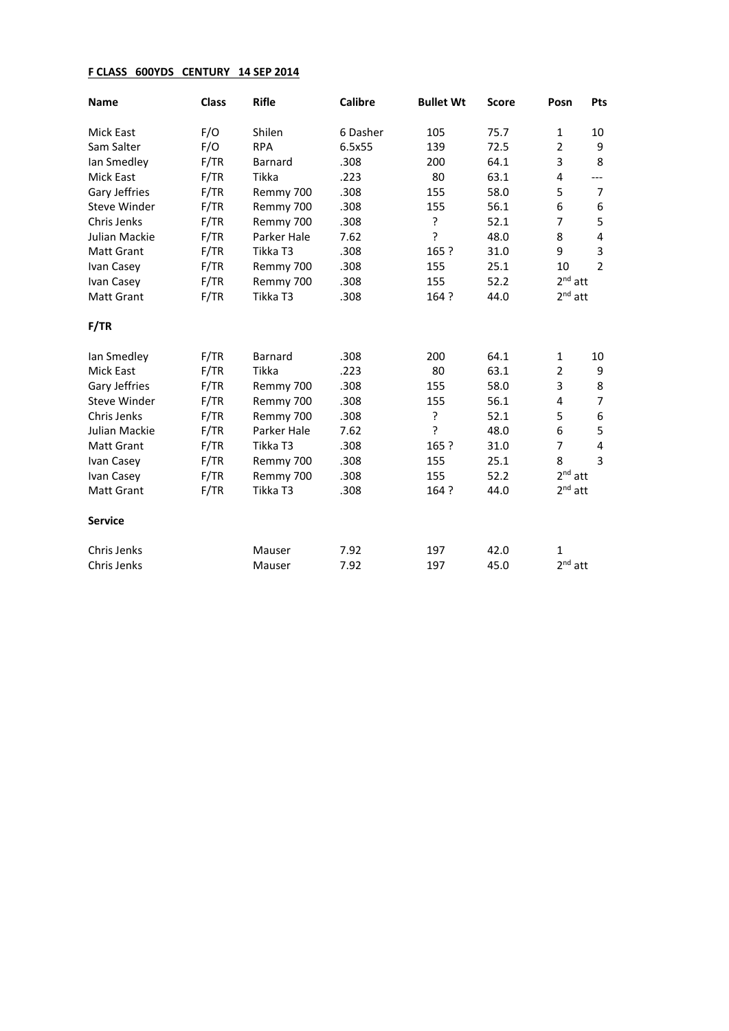**F CLASS 600YDS CENTURY 14 SEP 2014**

| Name | Class | Rifle | Calibre | Bullet Wt | Score | Posn | Pts |
|---|---|---|---|---|---|---|---|
| Mick East | F/O | Shilen | 6 Dasher | 105 | 75.7 | 1 | 10 |
| Sam Salter | F/O | RPA | 6.5x55 | 139 | 72.5 | 2 | 9 |
| Ian Smedley | F/TR | Barnard | .308 | 200 | 64.1 | 3 | 8 |
| Mick East | F/TR | Tikka | .223 | 80 | 63.1 | 4 | --- |
| Gary Jeffries | F/TR | Remmy 700 | .308 | 155 | 58.0 | 5 | 7 |
| Steve Winder | F/TR | Remmy 700 | .308 | 155 | 56.1 | 6 | 6 |
| Chris Jenks | F/TR | Remmy 700 | .308 | ? | 52.1 | 7 | 5 |
| Julian Mackie | F/TR | Parker Hale | 7.62 | ? | 48.0 | 8 | 4 |
| Matt Grant | F/TR | Tikka T3 | .308 | 165 ? | 31.0 | 9 | 3 |
| Ivan Casey | F/TR | Remmy 700 | .308 | 155 | 25.1 | 10 | 2 |
| Ivan Casey | F/TR | Remmy 700 | .308 | 155 | 52.2 | 2nd att | |
| Matt Grant | F/TR | Tikka T3 | .308 | 164 ? | 44.0 | 2nd att | |

**F/TR**

| Name | Class | Rifle | Calibre | Bullet Wt | Score | Posn | Pts |
|---|---|---|---|---|---|---|---|
| Ian Smedley | F/TR | Barnard | .308 | 200 | 64.1 | 1 | 10 |
| Mick East | F/TR | Tikka | .223 | 80 | 63.1 | 2 | 9 |
| Gary Jeffries | F/TR | Remmy 700 | .308 | 155 | 58.0 | 3 | 8 |
| Steve Winder | F/TR | Remmy 700 | .308 | 155 | 56.1 | 4 | 7 |
| Chris Jenks | F/TR | Remmy 700 | .308 | ? | 52.1 | 5 | 6 |
| Julian Mackie | F/TR | Parker Hale | 7.62 | ? | 48.0 | 6 | 5 |
| Matt Grant | F/TR | Tikka T3 | .308 | 165 ? | 31.0 | 7 | 4 |
| Ivan Casey | F/TR | Remmy 700 | .308 | 155 | 25.1 | 8 | 3 |
| Ivan Casey | F/TR | Remmy 700 | .308 | 155 | 52.2 | 2nd att | |
| Matt Grant | F/TR | Tikka T3 | .308 | 164 ? | 44.0 | 2nd att | |

**Service**

| Name | Class | Rifle | Calibre | Bullet Wt | Score | Posn | Pts |
|---|---|---|---|---|---|---|---|
| Chris Jenks | | Mauser | 7.92 | 197 | 42.0 | 1 | |
| Chris Jenks | | Mauser | 7.92 | 197 | 45.0 | 2nd att | |